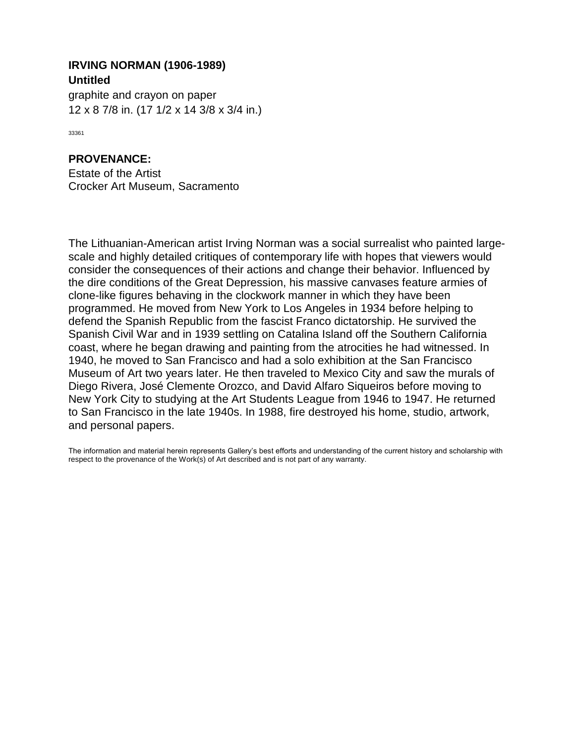**IRVING NORMAN (1906-1989)**
**Untitled**
graphite and crayon on paper
12 x 8 7/8 in. (17 1/2 x 14 3/8 x 3/4 in.)

33361

**PROVENANCE:**
Estate of the Artist
Crocker Art Museum, Sacramento

The Lithuanian-American artist Irving Norman was a social surrealist who painted large-scale and highly detailed critiques of contemporary life with hopes that viewers would consider the consequences of their actions and change their behavior. Influenced by the dire conditions of the Great Depression, his massive canvases feature armies of clone-like figures behaving in the clockwork manner in which they have been programmed. He moved from New York to Los Angeles in 1934 before helping to defend the Spanish Republic from the fascist Franco dictatorship. He survived the Spanish Civil War and in 1939 settling on Catalina Island off the Southern California coast, where he began drawing and painting from the atrocities he had witnessed. In 1940, he moved to San Francisco and had a solo exhibition at the San Francisco Museum of Art two years later. He then traveled to Mexico City and saw the murals of Diego Rivera, José Clemente Orozco, and David Alfaro Siqueiros before moving to New York City to studying at the Art Students League from 1946 to 1947. He returned to San Francisco in the late 1940s. In 1988, fire destroyed his home, studio, artwork, and personal papers.

The information and material herein represents Gallery's best efforts and understanding of the current history and scholarship with respect to the provenance of the Work(s) of Art described and is not part of any warranty.